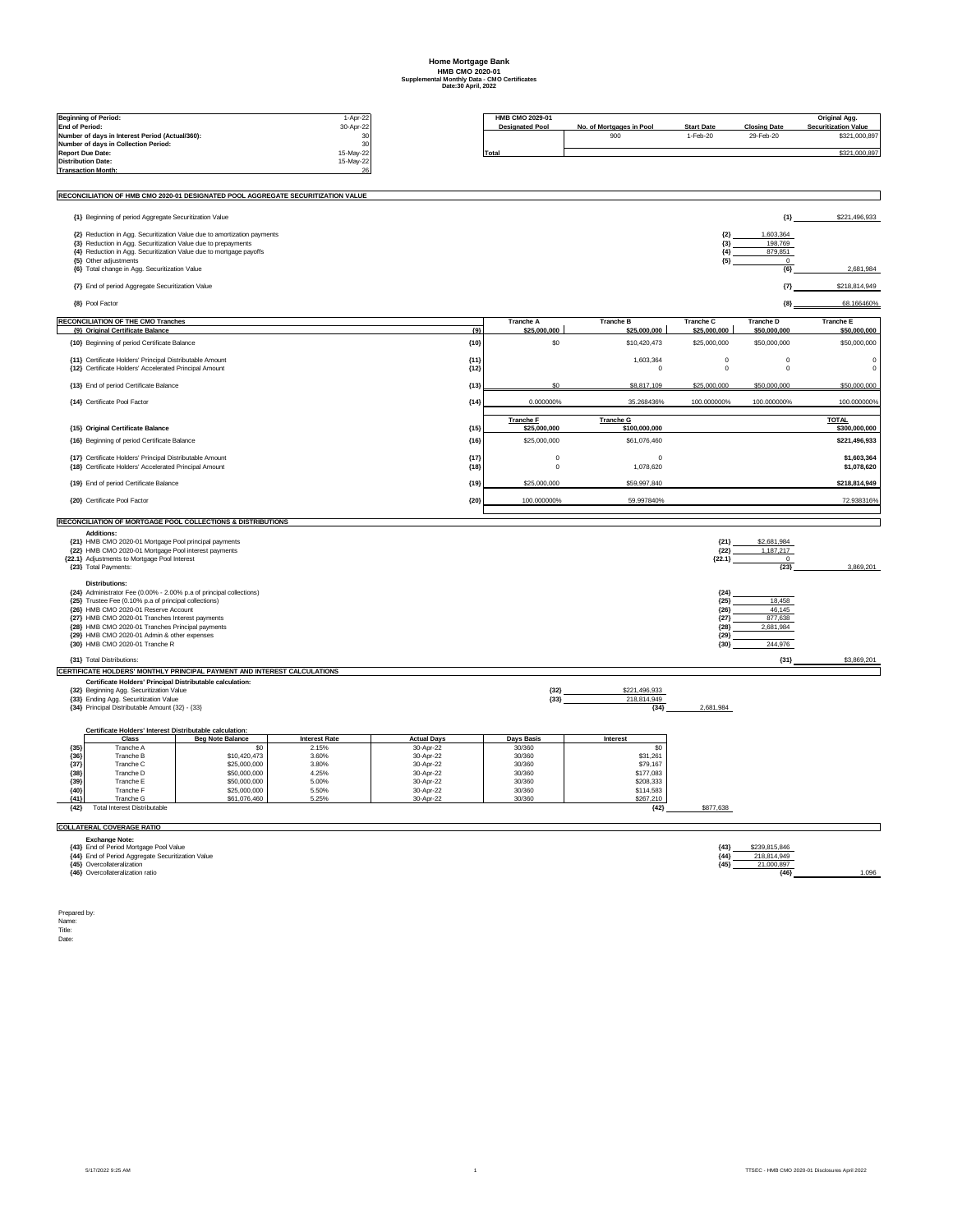# Home Mortgage Bank

## HMB CMO 2020-01

### Supplemental Monthly Data - CMO Certificates

### Date:30 April, 2022

| | |
|---|---|
| **Beginning of Period:** | 1-Apr-22 |
| **End of Period:** | 30-Apr-22 |
| **Number of days in Interest Period (Actual/360):** | 30 |
| **Number of days in Collection Period:** | 30 |
| **Report Due Date:** | 15-May-22 |
| **Distribution Date:** | 15-May-22 |
| **Transaction Month:** | 26 |

| HMB CMO 2029-01 Designated Pool | No. of Mortgages in Pool | Start Date | Closing Date | Original Agg. Securitization Value |
|---|---|---|---|---|
| | 900 | 1-Feb-20 | 29-Feb-20 | $321,000,897 |
| **Total** | | | | $321,000,897 |

## RECONCILIATION OF HMB CMO 2020-01 DESIGNATED POOL AGGREGATE SECURITIZATION VALUE

| | | | | |
|---|---|---|---|---|
| {1} Beginning of period Aggregate Securitization Value | | | {1} | $221,496,933 |
| {2} Reduction in Agg. Securitization Value due to amortization payments | {2} | 1,603,364 | | |
| {3} Reduction in Agg. Securitization Value due to prepayments | {3} | 198,769 | | |
| {4} Reduction in Agg. Securitization Value due to mortgage payoffs | {4} | 879,851 | | |
| {5} Other adjustments | {5} | 0 | | |
| {6} Total change in Agg. Securitization Value | | | {6} | 2,681,984 |
| {7} End of period Aggregate Securitization Value | | | {7} | $218,814,949 |
| {8} Pool Factor | | | {8} | 68.166460% |

## RECONCILIATION OF THE CMO Tranches

| | | Tranche A | Tranche B | Tranche C | Tranche D | Tranche E |
|---|---|---|---|---|---|---|
| {9} Original Certificate Balance | {9} | $25,000,000 | $25,000,000 | $25,000,000 | $50,000,000 | $50,000,000 |
| {10} Beginning of period Certificate Balance | {10} | $0 | $10,420,473 | $25,000,000 | $50,000,000 | $50,000,000 |
| {11} Certificate Holders' Principal Distributable Amount | {11} | | 1,603,364 | 0 | 0 | 0 |
| {12} Certificate Holders' Accelerated Principal Amount | {12} | | 0 | 0 | 0 | 0 |
| {13} End of period Certificate Balance | {13} | $0 | $8,817,109 | $25,000,000 | $50,000,000 | $50,000,000 |
| {14} Certificate Pool Factor | {14} | 0.000000% | 35.268436% | 100.000000% | 100.000000% | 100.000000% |

| | | Tranche F | Tranche G | TOTAL |
|---|---|---|---|---|
| {15} Original Certificate Balance | {15} | $25,000,000 | $100,000,000 | $300,000,000 |
| {16} Beginning of period Certificate Balance | {16} | $25,000,000 | $61,076,460 | $221,496,933 |
| {17} Certificate Holders' Principal Distributable Amount | {17} | 0 | 0 | $1,603,364 |
| {18} Certificate Holders' Accelerated Principal Amount | {18} | 0 | 1,078,620 | $1,078,620 |
| {19} End of period Certificate Balance | {19} | $25,000,000 | $59,997,840 | $218,814,949 |
| {20} Certificate Pool Factor | {20} | 100.000000% | 59.997840% | 72.938316% |

## RECONCILIATION OF MORTGAGE POOL COLLECTIONS & DISTRIBUTIONS

**Additions:**

| | | | | |
|---|---|---|---|---|
| {21} HMB CMO 2020-01 Mortgage Pool principal payments | {21} | $2,681,984 | | |
| {22} HMB CMO 2020-01 Mortgage Pool interest payments | {22} | 1,187,217 | | |
| {22.1} Adjustments to Mortgage Pool Interest | {22.1} | 0 | | |
| {23} Total Payments: | | | {23} | 3,869,201 |

**Distributions:**

| | | | | |
|---|---|---|---|---|
| {24} Administrator Fee (0.00% - 2.00% p.a of principal collections) | {24} | | | |
| {25} Trustee Fee (0.10% p.a of principal collections) | {25} | 18,458 | | |
| {26} HMB CMO 2020-01 Reserve Account | {26} | 46,145 | | |
| {27} HMB CMO 2020-01 Tranches Interest payments | {27} | 877,638 | | |
| {28} HMB CMO 2020-01 Tranches Principal payments | {28} | 2,681,984 | | |
| {29} HMB CMO 2020-01 Admin & other expenses | {29} | | | |
| {30} HMB CMO 2020-01 Tranche R | {30} | 244,976 | | |
| {31} Total Distributions: | | | {31} | $3,869,201 |

## CERTIFICATE HOLDERS' MONTHLY PRINCIPAL PAYMENT AND INTEREST CALCULATIONS

**Certificate Holders' Principal Distributable calculation:**

| | | | |
|---|---|---|---|
| {32} Beginning Agg. Securitization Value | {32} | $221,496,933 | |
| {33} Ending Agg. Securitization Value | {33} | 218,814,949 | |
| {34} Principal Distributable Amount {32} - {33} | | {34} | 2,681,984 |

**Certificate Holders' Interest Distributable calculation:**

| | Class | Beg Note Balance | Interest Rate | Actual Days | Days Basis | Interest | |
|---|---|---|---|---|---|---|---|
| {35} | Tranche A | $0 | 2.15% | 30-Apr-22 | 30/360 | $0 | |
| {36} | Tranche B | $10,420,473 | 3.60% | 30-Apr-22 | 30/360 | $31,261 | |
| {37} | Tranche C | $25,000,000 | 3.80% | 30-Apr-22 | 30/360 | $79,167 | |
| {38} | Tranche D | $50,000,000 | 4.25% | 30-Apr-22 | 30/360 | $177,083 | |
| {39} | Tranche E | $50,000,000 | 5.00% | 30-Apr-22 | 30/360 | $208,333 | |
| {40} | Tranche F | $25,000,000 | 5.50% | 30-Apr-22 | 30/360 | $114,583 | |
| {41} | Tranche G | $61,076,460 | 5.25% | 30-Apr-22 | 30/360 | $267,210 | |
| {42} | Total Interest Distributable | | | | | {42} | $877,638 |

## COLLATERAL COVERAGE RATIO

**Exchange Note:**

| | | | | |
|---|---|---|---|---|
| {43} End of Period Mortgage Pool Value | {43} | $239,815,846 | | |
| {44} End of Period Aggregate Securitization Value | {44} | 218,814,949 | | |
| {45} Overcollateralization | {45} | 21,000,897 | | |
| {46} Overcollateralization ratio | | | {46} | 1.096 |

Prepared by:
Name:
Title:
Date: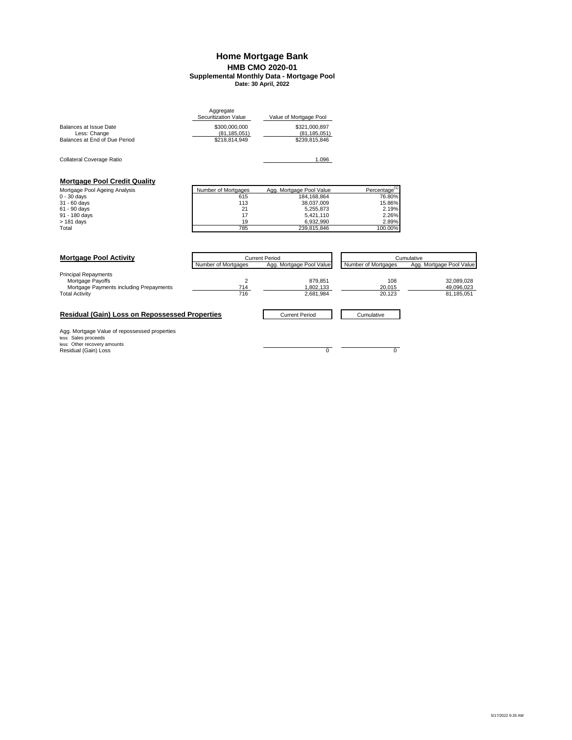# Home Mortgage Bank

## HMB CMO 2020-01

### Supplemental Monthly Data - Mortgage Pool

**Date: 30 April, 2022**

| | Aggregate Securitization Value | Value of Mortgage Pool |
|---|---|---|
| Balances at Issue Date | $300,000,000 | $321,000,897 |
| Less: Change | (81,185,051) | (81,185,051) |
| Balances at End of Due Period | $218,814,949 | $239,815,846 |
| | | |
| Collateral Coverage Ratio | | 1.096 |

### Mortgage Pool Credit Quality

| Mortgage Pool Ageing Analysis | Number of Mortgages | Agg. Mortgage Pool Value | Percentage[1] |
|---|---|---|---|
| 0 - 30 days | 615 | 184,168,864 | 76.80% |
| 31 - 60 days | 113 | 38,037,009 | 15.86% |
| 61 - 90 days | 21 | 5,255,873 | 2.19% |
| 91 - 180 days | 17 | 5,421,110 | 2.26% |
| > 181 days | 19 | 6,932,990 | 2.89% |
| Total | 785 | 239,815,846 | 100.00% |

### Mortgage Pool Activity

| | Current Period | | Cumulative | |
|---|---|---|---|---|
| | Number of Mortgages | Agg. Mortgage Pool Value | Number of Mortgages | Agg. Mortgage Pool Value |
| Principal Repayments | | | | |
| Mortgage Payoffs | 2 | 879,851 | 108 | 32,089,028 |
| Mortgage Payments including Prepayments | 714 | 1,802,133 | 20,015 | 49,096,023 |
| Total Activity | 716 | 2,681,984 | 20,123 | 81,185,051 |

### Residual (Gain) Loss on Repossessed Properties

| | Current Period | Cumulative |
|---|---|---|
| Agg. Mortgage Value of repossessed properties | | |
| less: Sales proceeds | | |
| less: Other recovery amounts | | |
| Residual (Gain) Loss | 0 | 0 |